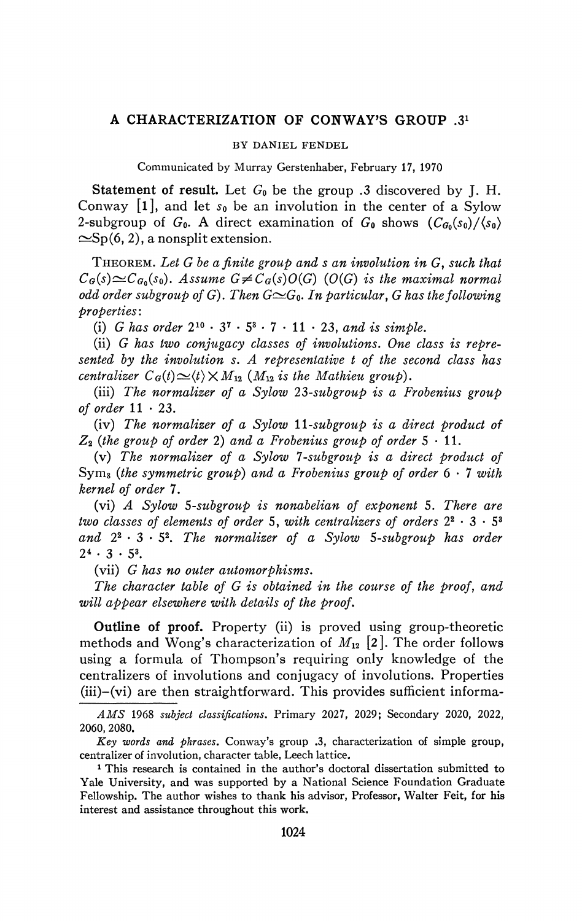# A CHARACTERIZATION OF CONWAY'S GROUP .3[1]

BY DANIEL FENDEL

Communicated by Murray Gerstenhaber, February 17, 1970

**Statement of result.** Let $G_0$ be the group .3 discovered by J. H. Conway [1], and let $s_0$ be an involution in the center of a Sylow 2-subgroup of $G_0$. A direct examination of $G_0$ shows $(C_{G_0}(s_0)/\langle s_0\rangle \simeq \mathrm{Sp}(6, 2)$, a nonsplit extension.

THEOREM. *Let $G$ be a finite group and $s$ an involution in $G$, such that $C_G(s) \simeq C_{G_0}(s_0)$. Assume $G \neq C_G(s)O(G)$ ($O(G)$ is the maximal normal odd order subgroup of $G$). Then $G \simeq G_0$. In particular, $G$ has the following properties:*

(i) *$G$ has order $2^{10} \cdot 3^7 \cdot 5^3 \cdot 7 \cdot 11 \cdot 23$, and is simple.*

(ii) *$G$ has two conjugacy classes of involutions. One class is represented by the involution $s$. A representative $t$ of the second class has centralizer $C_G(t) \simeq \langle t\rangle \times M_{12}$ ($M_{12}$ is the Mathieu group).*

(iii) *The normalizer of a Sylow 23-subgroup is a Frobenius group of order $11 \cdot 23$.*

(iv) *The normalizer of a Sylow 11-subgroup is a direct product of $Z_2$ (the group of order 2) and a Frobenius group of order $5 \cdot 11$.*

(v) *The normalizer of a Sylow 7-subgroup is a direct product of $\mathrm{Sym}_3$ (the symmetric group) and a Frobenius group of order $6 \cdot 7$ with kernel of order 7.*

(vi) *A Sylow 5-subgroup is nonabelian of exponent 5. There are two classes of elements of order 5, with centralizers of orders $2^2 \cdot 3 \cdot 5^3$ and $2^2 \cdot 3 \cdot 5^2$. The normalizer of a Sylow 5-subgroup has order $2^4 \cdot 3 \cdot 5^3$.*

(vii) *$G$ has no outer automorphisms.*

*The character table of $G$ is obtained in the course of the proof, and will appear elsewhere with details of the proof.*

**Outline of proof.** Property (ii) is proved using group-theoretic methods and Wong's characterization of $M_{12}$ [2]. The order follows using a formula of Thompson's requiring only knowledge of the centralizers of involutions and conjugacy of involutions. Properties (iii)–(vi) are then straightforward. This provides sufficient informa-

*AMS 1968 subject classifications.* Primary 2027, 2029; Secondary 2020, 2022, 2060, 2080.

*Key words and phrases.* Conway's group .3, characterization of simple group, centralizer of involution, character table, Leech lattice.

[1] This research is contained in the author's doctoral dissertation submitted to Yale University, and was supported by a National Science Foundation Graduate Fellowship. The author wishes to thank his advisor, Professor, Walter Feit, for his interest and assistance throughout this work.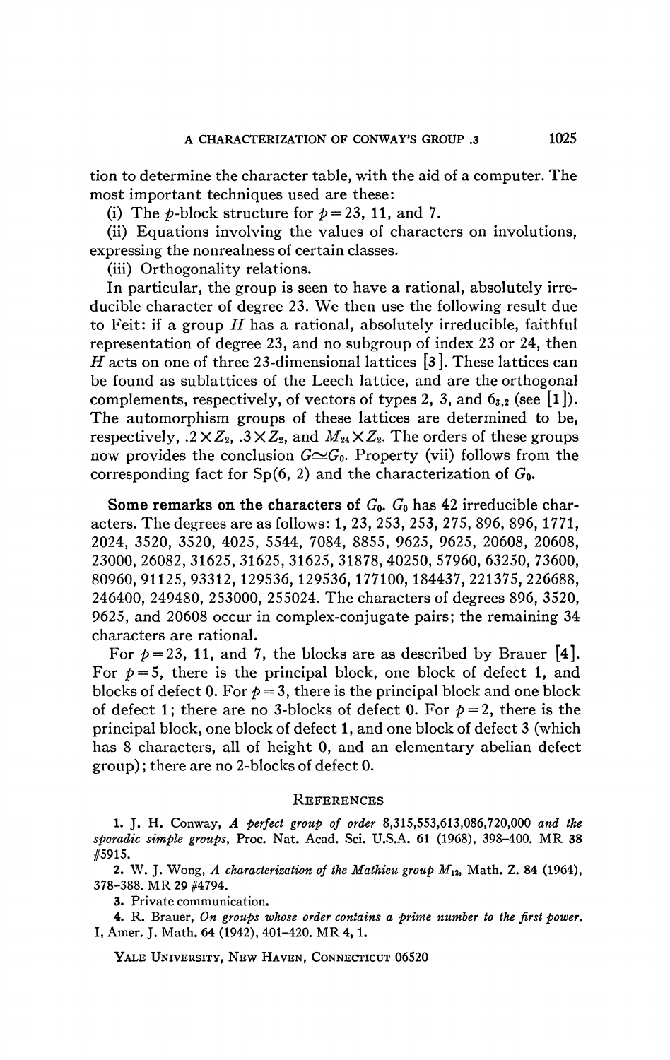tion to determine the character table, with the aid of a computer. The most important techniques used are these:

(i) The $p$-block structure for $p=23$, 11, and 7.

(ii) Equations involving the values of characters on involutions, expressing the nonrealness of certain classes.

(iii) Orthogonality relations.

In particular, the group is seen to have a rational, absolutely irreducible character of degree 23. We then use the following result due to Feit: if a group $H$ has a rational, absolutely irreducible, faithful representation of degree 23, and no subgroup of index 23 or 24, then $H$ acts on one of three 23-dimensional lattices [3]. These lattices can be found as sublattices of the Leech lattice, and are the orthogonal complements, respectively, of vectors of types 2, 3, and $6_{3,2}$ (see [1]). The automorphism groups of these lattices are determined to be, respectively, $.2\times Z_2$, $.3\times Z_2$, and $M_{24}\times Z_2$. The orders of these groups now provides the conclusion $G\simeq G_0$. Property (vii) follows from the corresponding fact for Sp(6, 2) and the characterization of $G_0$.

**Some remarks on the characters of $G_0$.** $G_0$ has 42 irreducible characters. The degrees are as follows: 1, 23, 253, 253, 275, 896, 896, 1771, 2024, 3520, 3520, 4025, 5544, 7084, 8855, 9625, 9625, 20608, 20608, 23000, 26082, 31625, 31625, 31625, 31878, 40250, 57960, 63250, 73600, 80960, 91125, 93312, 129536, 129536, 177100, 184437, 221375, 226688, 246400, 249480, 253000, 255024. The characters of degrees 896, 3520, 9625, and 20608 occur in complex-conjugate pairs; the remaining 34 characters are rational.

For $p=23$, 11, and 7, the blocks are as described by Brauer [4]. For $p=5$, there is the principal block, one block of defect 1, and blocks of defect 0. For $p=3$, there is the principal block and one block of defect 1; there are no 3-blocks of defect 0. For $p=2$, there is the principal block, one block of defect 1, and one block of defect 3 (which has 8 characters, all of height 0, and an elementary abelian defect group); there are no 2-blocks of defect 0.

## References

1. J. H. Conway, *A perfect group of order 8,315,553,613,086,720,000 and the sporadic simple groups*, Proc. Nat. Acad. Sci. U.S.A. **61** (1968), 398–400. MR **38** #5915.

2. W. J. Wong, *A characterization of the Mathieu group $M_{12}$*, Math. Z. **84** (1964), 378–388. MR **29** #4794.

3. Private communication.

4. R. Brauer, *On groups whose order contains a prime number to the first power*. I, Amer. J. Math. **64** (1942), 401–420. MR **4**, 1.

Yale University, New Haven, Connecticut 06520